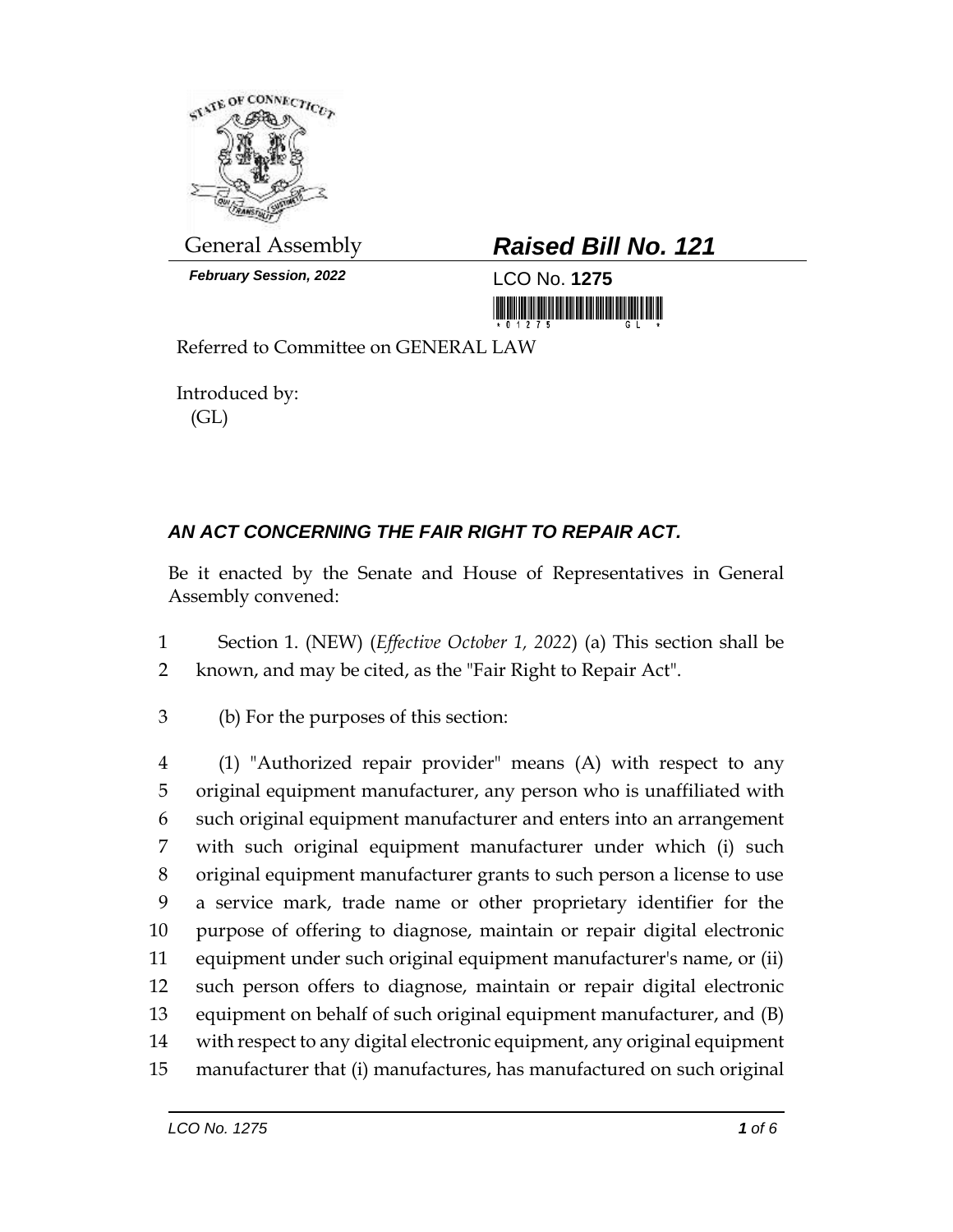General Assembly

***February Session, 2022***

# ***Raised Bill No. 121***

LCO No. **1275**

Referred to Committee on GENERAL LAW

Introduced by:
(GL)

## ***AN ACT CONCERNING THE FAIR RIGHT TO REPAIR ACT.***

Be it enacted by the Senate and House of Representatives in General Assembly convened:

1 Section 1. (NEW) (*Effective October 1, 2022*) (a) This section shall be
2 known, and may be cited, as the "Fair Right to Repair Act".

3 (b) For the purposes of this section:

4 (1) "Authorized repair provider" means (A) with respect to any
5 original equipment manufacturer, any person who is unaffiliated with
6 such original equipment manufacturer and enters into an arrangement
7 with such original equipment manufacturer under which (i) such
8 original equipment manufacturer grants to such person a license to use
9 a service mark, trade name or other proprietary identifier for the
10 purpose of offering to diagnose, maintain or repair digital electronic
11 equipment under such original equipment manufacturer's name, or (ii)
12 such person offers to diagnose, maintain or repair digital electronic
13 equipment on behalf of such original equipment manufacturer, and (B)
14 with respect to any digital electronic equipment, any original equipment
15 manufacturer that (i) manufactures, has manufactured on such original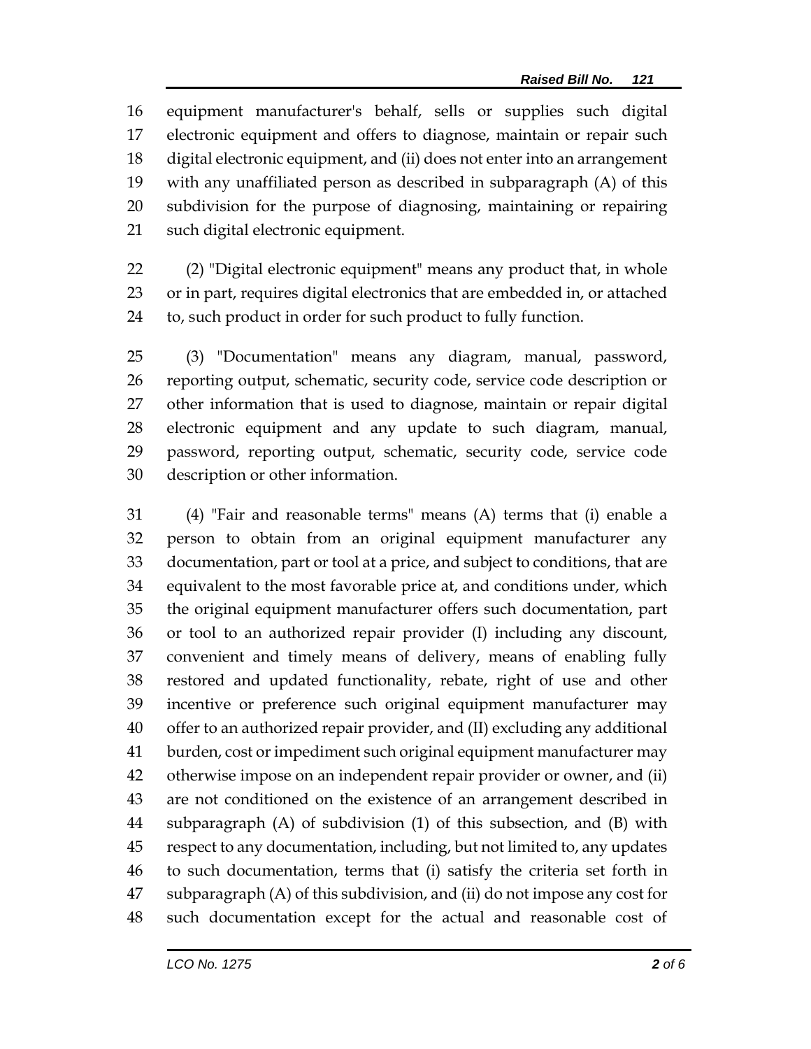equipment manufacturer's behalf, sells or supplies such digital electronic equipment and offers to diagnose, maintain or repair such digital electronic equipment, and (ii) does not enter into an arrangement with any unaffiliated person as described in subparagraph (A) of this subdivision for the purpose of diagnosing, maintaining or repairing such digital electronic equipment.

(2) "Digital electronic equipment" means any product that, in whole or in part, requires digital electronics that are embedded in, or attached to, such product in order for such product to fully function.

(3) "Documentation" means any diagram, manual, password, reporting output, schematic, security code, service code description or other information that is used to diagnose, maintain or repair digital electronic equipment and any update to such diagram, manual, password, reporting output, schematic, security code, service code description or other information.

(4) "Fair and reasonable terms" means (A) terms that (i) enable a person to obtain from an original equipment manufacturer any documentation, part or tool at a price, and subject to conditions, that are equivalent to the most favorable price at, and conditions under, which the original equipment manufacturer offers such documentation, part or tool to an authorized repair provider (I) including any discount, convenient and timely means of delivery, means of enabling fully restored and updated functionality, rebate, right of use and other incentive or preference such original equipment manufacturer may offer to an authorized repair provider, and (II) excluding any additional burden, cost or impediment such original equipment manufacturer may otherwise impose on an independent repair provider or owner, and (ii) are not conditioned on the existence of an arrangement described in subparagraph (A) of subdivision (1) of this subsection, and (B) with respect to any documentation, including, but not limited to, any updates to such documentation, terms that (i) satisfy the criteria set forth in subparagraph (A) of this subdivision, and (ii) do not impose any cost for such documentation except for the actual and reasonable cost of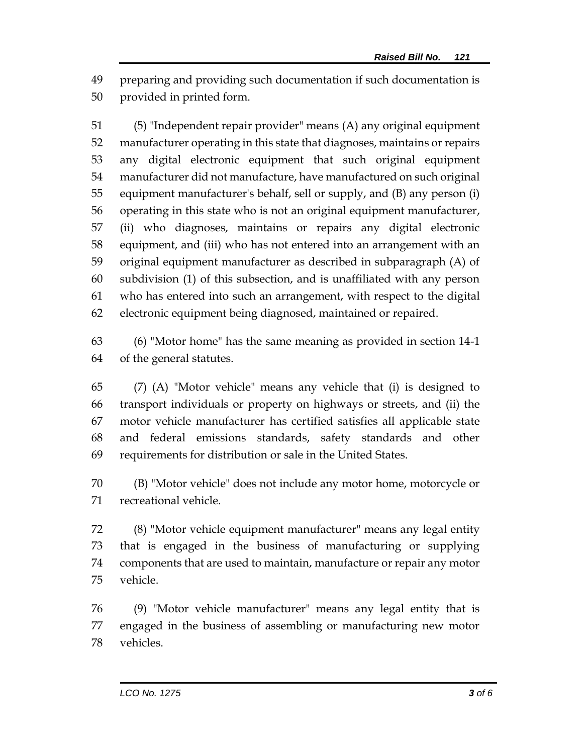preparing and providing such documentation if such documentation is provided in printed form.

(5) "Independent repair provider" means (A) any original equipment manufacturer operating in this state that diagnoses, maintains or repairs any digital electronic equipment that such original equipment manufacturer did not manufacture, have manufactured on such original equipment manufacturer's behalf, sell or supply, and (B) any person (i) operating in this state who is not an original equipment manufacturer, (ii) who diagnoses, maintains or repairs any digital electronic equipment, and (iii) who has not entered into an arrangement with an original equipment manufacturer as described in subparagraph (A) of subdivision (1) of this subsection, and is unaffiliated with any person who has entered into such an arrangement, with respect to the digital electronic equipment being diagnosed, maintained or repaired.

(6) "Motor home" has the same meaning as provided in section 14-1 of the general statutes.

(7) (A) "Motor vehicle" means any vehicle that (i) is designed to transport individuals or property on highways or streets, and (ii) the motor vehicle manufacturer has certified satisfies all applicable state and federal emissions standards, safety standards and other requirements for distribution or sale in the United States.

(B) "Motor vehicle" does not include any motor home, motorcycle or recreational vehicle.

(8) "Motor vehicle equipment manufacturer" means any legal entity that is engaged in the business of manufacturing or supplying components that are used to maintain, manufacture or repair any motor vehicle.

(9) "Motor vehicle manufacturer" means any legal entity that is engaged in the business of assembling or manufacturing new motor vehicles.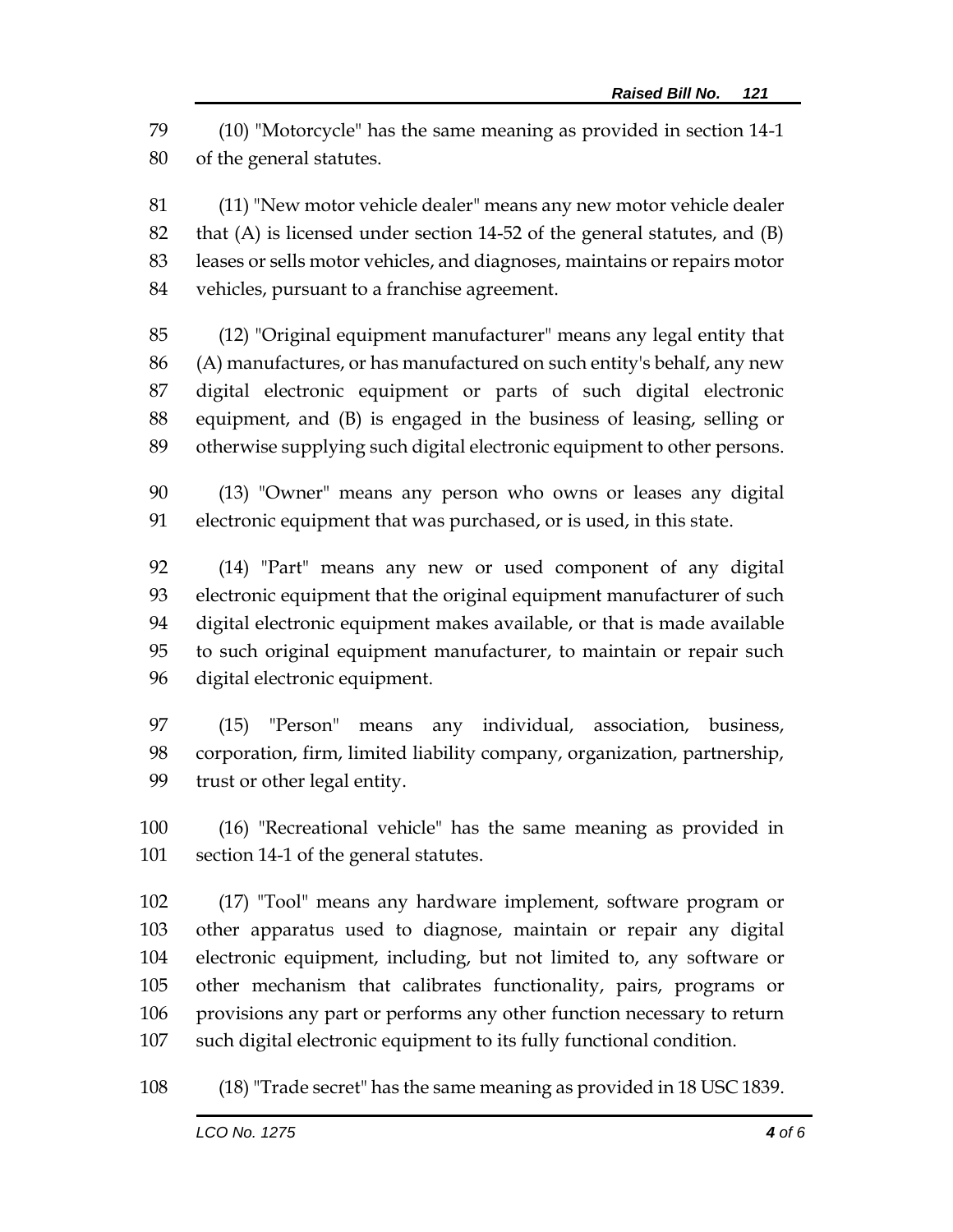(10) "Motorcycle" has the same meaning as provided in section 14-1 of the general statutes.

(11) "New motor vehicle dealer" means any new motor vehicle dealer that (A) is licensed under section 14-52 of the general statutes, and (B) leases or sells motor vehicles, and diagnoses, maintains or repairs motor vehicles, pursuant to a franchise agreement.

(12) "Original equipment manufacturer" means any legal entity that (A) manufactures, or has manufactured on such entity's behalf, any new digital electronic equipment or parts of such digital electronic equipment, and (B) is engaged in the business of leasing, selling or otherwise supplying such digital electronic equipment to other persons.

(13) "Owner" means any person who owns or leases any digital electronic equipment that was purchased, or is used, in this state.

(14) "Part" means any new or used component of any digital electronic equipment that the original equipment manufacturer of such digital electronic equipment makes available, or that is made available to such original equipment manufacturer, to maintain or repair such digital electronic equipment.

(15) "Person" means any individual, association, business, corporation, firm, limited liability company, organization, partnership, trust or other legal entity.

(16) "Recreational vehicle" has the same meaning as provided in section 14-1 of the general statutes.

(17) "Tool" means any hardware implement, software program or other apparatus used to diagnose, maintain or repair any digital electronic equipment, including, but not limited to, any software or other mechanism that calibrates functionality, pairs, programs or provisions any part or performs any other function necessary to return such digital electronic equipment to its fully functional condition.

(18) "Trade secret" has the same meaning as provided in 18 USC 1839.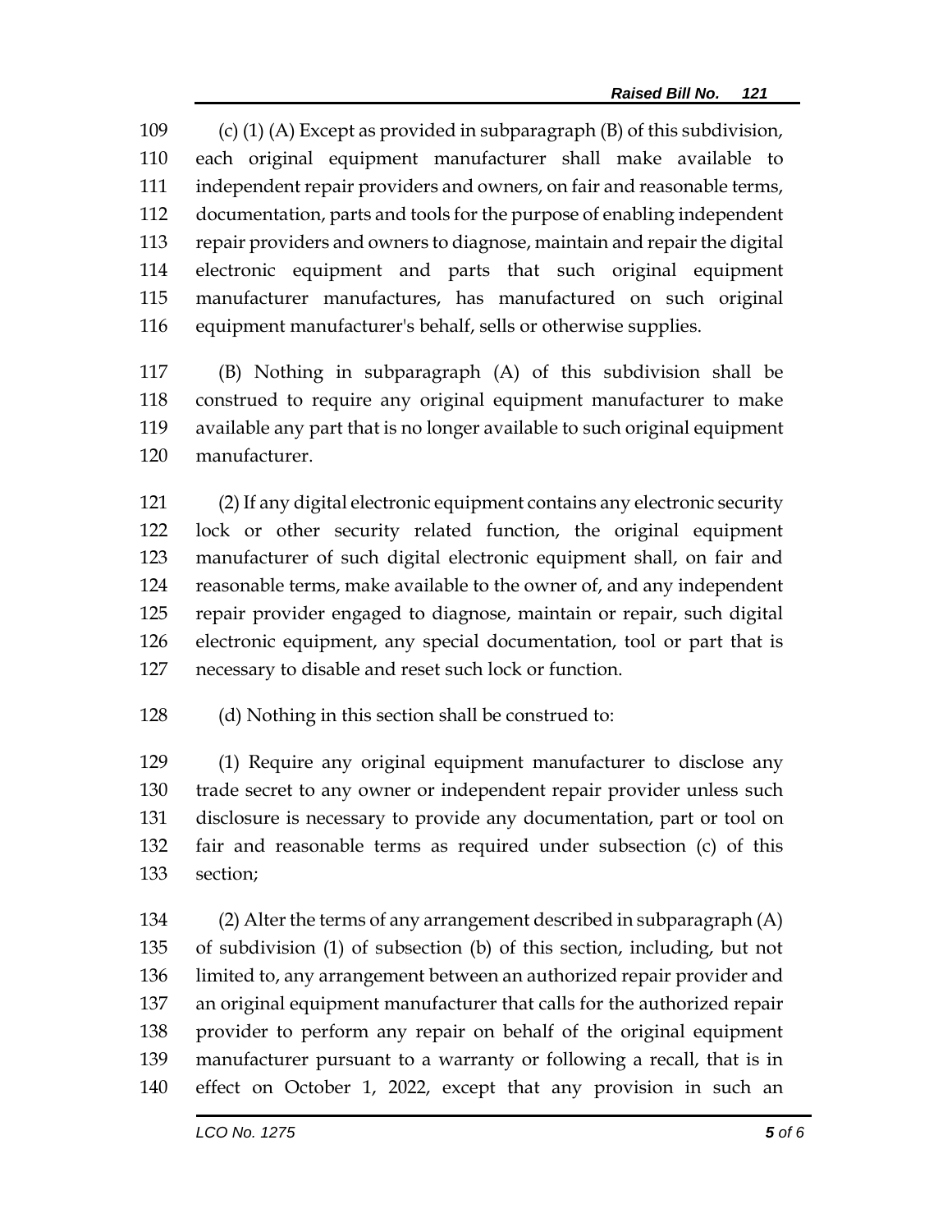(c) (1) (A) Except as provided in subparagraph (B) of this subdivision, each original equipment manufacturer shall make available to independent repair providers and owners, on fair and reasonable terms, documentation, parts and tools for the purpose of enabling independent repair providers and owners to diagnose, maintain and repair the digital electronic equipment and parts that such original equipment manufacturer manufactures, has manufactured on such original equipment manufacturer's behalf, sells or otherwise supplies.

(B) Nothing in subparagraph (A) of this subdivision shall be construed to require any original equipment manufacturer to make available any part that is no longer available to such original equipment manufacturer.

(2) If any digital electronic equipment contains any electronic security lock or other security related function, the original equipment manufacturer of such digital electronic equipment shall, on fair and reasonable terms, make available to the owner of, and any independent repair provider engaged to diagnose, maintain or repair, such digital electronic equipment, any special documentation, tool or part that is necessary to disable and reset such lock or function.

(d) Nothing in this section shall be construed to:

(1) Require any original equipment manufacturer to disclose any trade secret to any owner or independent repair provider unless such disclosure is necessary to provide any documentation, part or tool on fair and reasonable terms as required under subsection (c) of this section;

(2) Alter the terms of any arrangement described in subparagraph (A) of subdivision (1) of subsection (b) of this section, including, but not limited to, any arrangement between an authorized repair provider and an original equipment manufacturer that calls for the authorized repair provider to perform any repair on behalf of the original equipment manufacturer pursuant to a warranty or following a recall, that is in effect on October 1, 2022, except that any provision in such an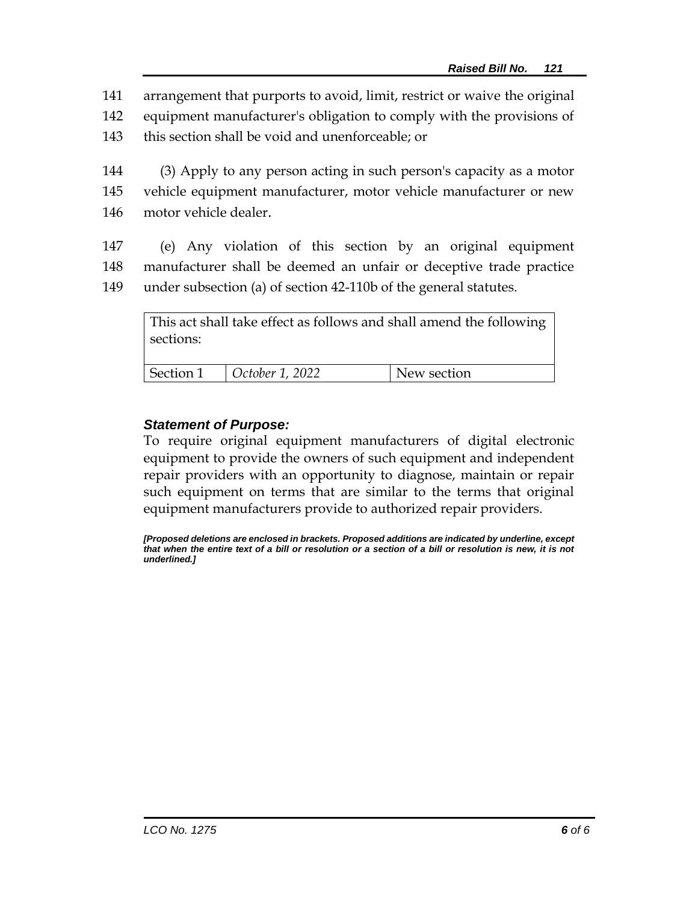141 arrangement that purports to avoid, limit, restrict or waive the original
142 equipment manufacturer's obligation to comply with the provisions of
143 this section shall be void and unenforceable; or

144 (3) Apply to any person acting in such person's capacity as a motor
145 vehicle equipment manufacturer, motor vehicle manufacturer or new
146 motor vehicle dealer.

147 (e) Any violation of this section by an original equipment
148 manufacturer shall be deemed an unfair or deceptive trade practice
149 under subsection (a) of section 42-110b of the general statutes.

| This act shall take effect as follows and shall amend the following sections: | | |
|---|---|---|
| Section 1 | *October 1, 2022* | New section |

### *Statement of Purpose:*

To require original equipment manufacturers of digital electronic equipment to provide the owners of such equipment and independent repair providers with an opportunity to diagnose, maintain or repair such equipment on terms that are similar to the terms that original equipment manufacturers provide to authorized repair providers.

***[Proposed deletions are enclosed in brackets. Proposed additions are indicated by underline, except that when the entire text of a bill or resolution or a section of a bill or resolution is new, it is not underlined.]***